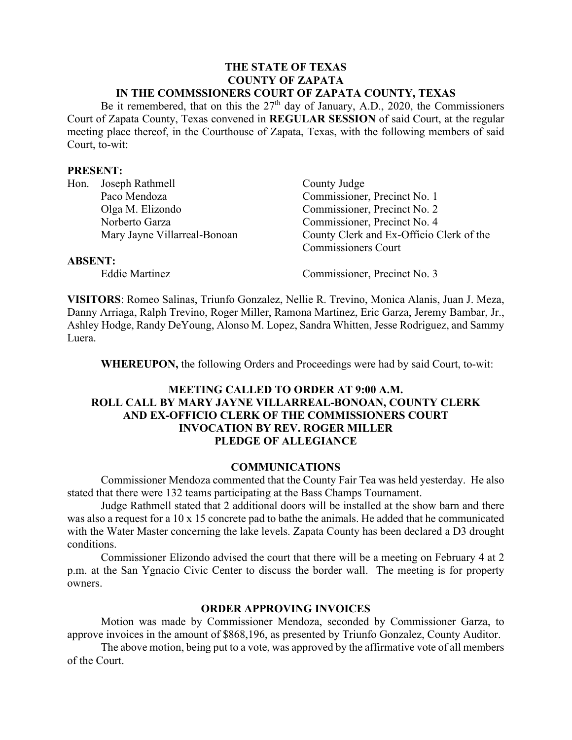# THE STATE OF TEXAS
# COUNTY OF ZAPATA
# IN THE COMMSSIONERS COURT OF ZAPATA COUNTY, TEXAS

Be it remembered, that on this the 27th day of January, A.D., 2020, the Commissioners Court of Zapata County, Texas convened in **REGULAR SESSION** of said Court, at the regular meeting place thereof, in the Courthouse of Zapata, Texas, with the following members of said Court, to-wit:

**PRESENT:**

| | |
|---|---|
| Hon. Joseph Rathmell | County Judge |
| Paco Mendoza | Commissioner, Precinct No. 1 |
| Olga M. Elizondo | Commissioner, Precinct No. 2 |
| Norberto Garza | Commissioner, Precinct No. 4 |
| Mary Jayne Villarreal-Bonoan | County Clerk and Ex-Officio Clerk of the Commissioners Court |

**ABSENT:**

| | |
|---|---|
| Eddie Martinez | Commissioner, Precinct No. 3 |

**VISITORS**: Romeo Salinas, Triunfo Gonzalez, Nellie R. Trevino, Monica Alanis, Juan J. Meza, Danny Arriaga, Ralph Trevino, Roger Miller, Ramona Martinez, Eric Garza, Jeremy Bambar, Jr., Ashley Hodge, Randy DeYoung, Alonso M. Lopez, Sandra Whitten, Jesse Rodriguez, and Sammy Luera.

**WHEREUPON,** the following Orders and Proceedings were had by said Court, to-wit:

**MEETING CALLED TO ORDER AT 9:00 A.M.**
**ROLL CALL BY MARY JAYNE VILLARREAL-BONOAN, COUNTY CLERK AND EX-OFFICIO CLERK OF THE COMMISSIONERS COURT**
**INVOCATION BY REV. ROGER MILLER**
**PLEDGE OF ALLEGIANCE**

## COMMUNICATIONS

Commissioner Mendoza commented that the County Fair Tea was held yesterday. He also stated that there were 132 teams participating at the Bass Champs Tournament.

Judge Rathmell stated that 2 additional doors will be installed at the show barn and there was also a request for a 10 x 15 concrete pad to bathe the animals. He added that he communicated with the Water Master concerning the lake levels. Zapata County has been declared a D3 drought conditions.

Commissioner Elizondo advised the court that there will be a meeting on February 4 at 2 p.m. at the San Ygnacio Civic Center to discuss the border wall. The meeting is for property owners.

## ORDER APPROVING INVOICES

Motion was made by Commissioner Mendoza, seconded by Commissioner Garza, to approve invoices in the amount of $868,196, as presented by Triunfo Gonzalez, County Auditor.

The above motion, being put to a vote, was approved by the affirmative vote of all members of the Court.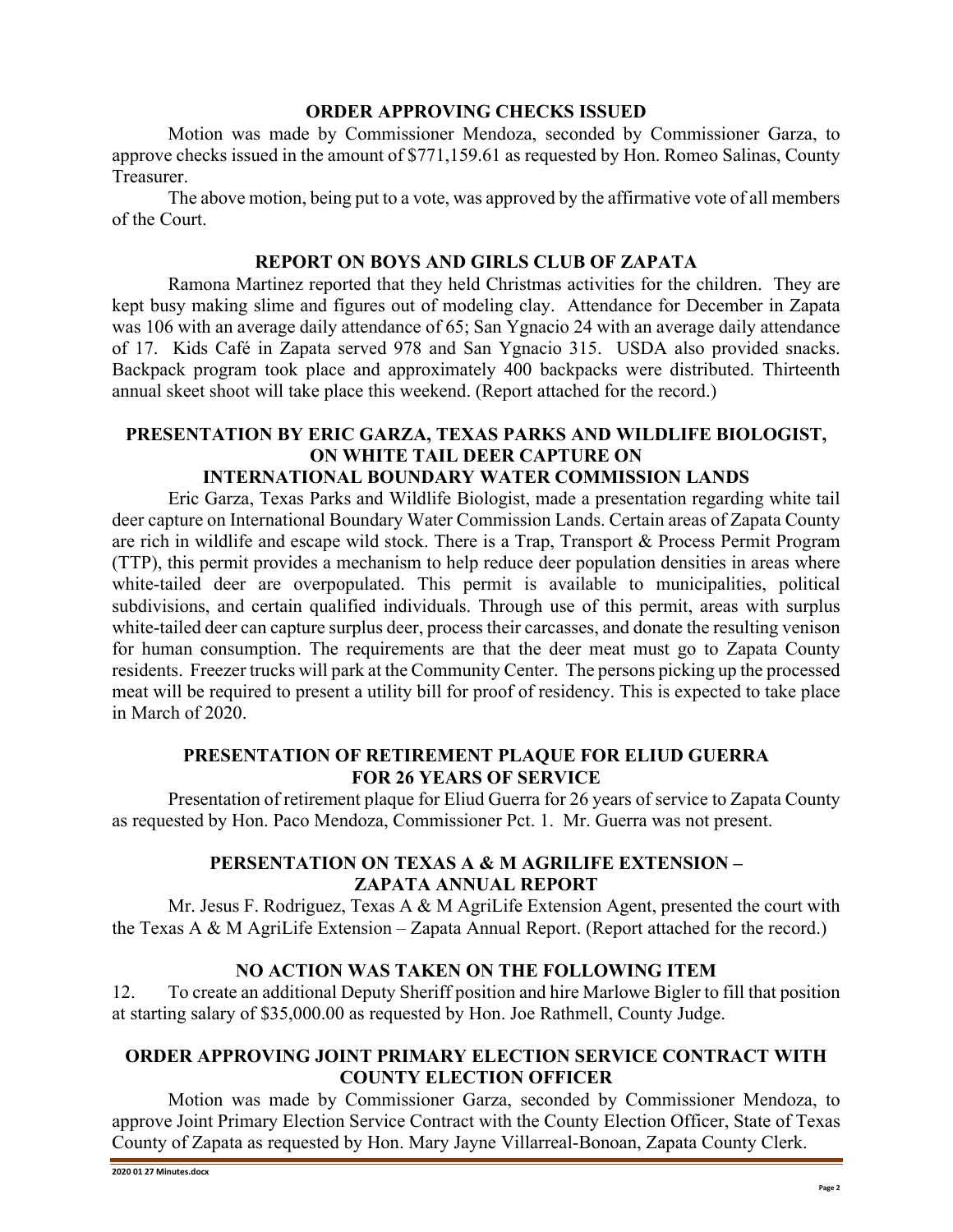## ORDER APPROVING CHECKS ISSUED

Motion was made by Commissioner Mendoza, seconded by Commissioner Garza, to approve checks issued in the amount of $771,159.61 as requested by Hon. Romeo Salinas, County Treasurer.

The above motion, being put to a vote, was approved by the affirmative vote of all members of the Court.

## REPORT ON BOYS AND GIRLS CLUB OF ZAPATA

Ramona Martinez reported that they held Christmas activities for the children. They are kept busy making slime and figures out of modeling clay. Attendance for December in Zapata was 106 with an average daily attendance of 65; San Ygnacio 24 with an average daily attendance of 17. Kids Café in Zapata served 978 and San Ygnacio 315. USDA also provided snacks. Backpack program took place and approximately 400 backpacks were distributed. Thirteenth annual skeet shoot will take place this weekend. (Report attached for the record.)

## PRESENTATION BY ERIC GARZA, TEXAS PARKS AND WILDLIFE BIOLOGIST, ON WHITE TAIL DEER CAPTURE ON INTERNATIONAL BOUNDARY WATER COMMISSION LANDS

Eric Garza, Texas Parks and Wildlife Biologist, made a presentation regarding white tail deer capture on International Boundary Water Commission Lands. Certain areas of Zapata County are rich in wildlife and escape wild stock. There is a Trap, Transport & Process Permit Program (TTP), this permit provides a mechanism to help reduce deer population densities in areas where white-tailed deer are overpopulated. This permit is available to municipalities, political subdivisions, and certain qualified individuals. Through use of this permit, areas with surplus white-tailed deer can capture surplus deer, process their carcasses, and donate the resulting venison for human consumption. The requirements are that the deer meat must go to Zapata County residents. Freezer trucks will park at the Community Center. The persons picking up the processed meat will be required to present a utility bill for proof of residency. This is expected to take place in March of 2020.

## PRESENTATION OF RETIREMENT PLAQUE FOR ELIUD GUERRA FOR 26 YEARS OF SERVICE

Presentation of retirement plaque for Eliud Guerra for 26 years of service to Zapata County as requested by Hon. Paco Mendoza, Commissioner Pct. 1. Mr. Guerra was not present.

## PERSENTATION ON TEXAS A & M AGRILIFE EXTENSION – ZAPATA ANNUAL REPORT

Mr. Jesus F. Rodriguez, Texas A & M AgriLife Extension Agent, presented the court with the Texas A & M AgriLife Extension – Zapata Annual Report. (Report attached for the record.)

## NO ACTION WAS TAKEN ON THE FOLLOWING ITEM

12. To create an additional Deputy Sheriff position and hire Marlowe Bigler to fill that position at starting salary of $35,000.00 as requested by Hon. Joe Rathmell, County Judge.

## ORDER APPROVING JOINT PRIMARY ELECTION SERVICE CONTRACT WITH COUNTY ELECTION OFFICER

Motion was made by Commissioner Garza, seconded by Commissioner Mendoza, to approve Joint Primary Election Service Contract with the County Election Officer, State of Texas County of Zapata as requested by Hon. Mary Jayne Villarreal-Bonoan, Zapata County Clerk.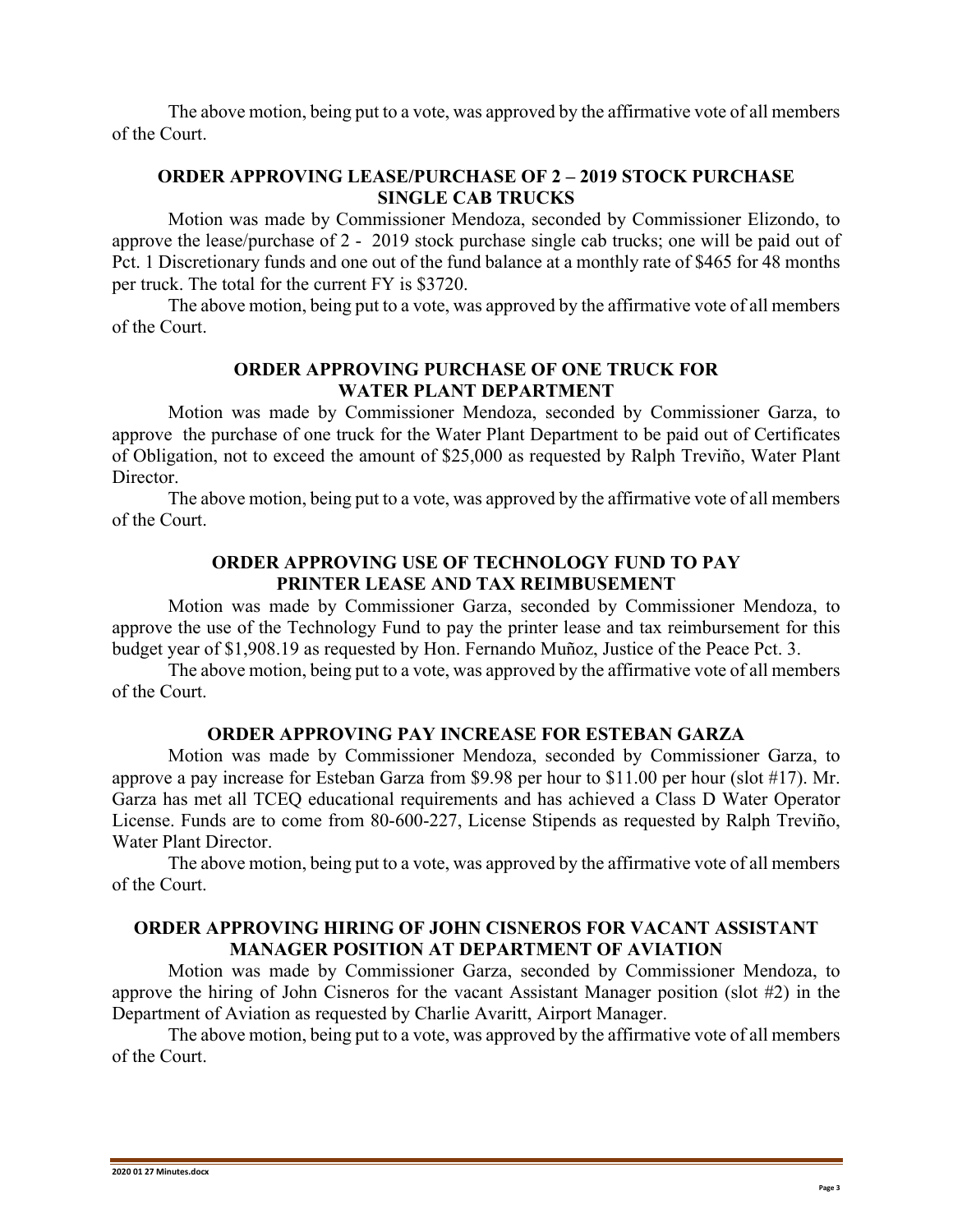The above motion, being put to a vote, was approved by the affirmative vote of all members of the Court.

### ORDER APPROVING LEASE/PURCHASE OF 2 – 2019 STOCK PURCHASE SINGLE CAB TRUCKS

Motion was made by Commissioner Mendoza, seconded by Commissioner Elizondo, to approve the lease/purchase of 2 - 2019 stock purchase single cab trucks; one will be paid out of Pct. 1 Discretionary funds and one out of the fund balance at a monthly rate of $465 for 48 months per truck. The total for the current FY is $3720.

The above motion, being put to a vote, was approved by the affirmative vote of all members of the Court.

### ORDER APPROVING PURCHASE OF ONE TRUCK FOR WATER PLANT DEPARTMENT

Motion was made by Commissioner Mendoza, seconded by Commissioner Garza, to approve the purchase of one truck for the Water Plant Department to be paid out of Certificates of Obligation, not to exceed the amount of $25,000 as requested by Ralph Treviño, Water Plant Director.

The above motion, being put to a vote, was approved by the affirmative vote of all members of the Court.

### ORDER APPROVING USE OF TECHNOLOGY FUND TO PAY PRINTER LEASE AND TAX REIMBUSEMENT

Motion was made by Commissioner Garza, seconded by Commissioner Mendoza, to approve the use of the Technology Fund to pay the printer lease and tax reimbursement for this budget year of $1,908.19 as requested by Hon. Fernando Muñoz, Justice of the Peace Pct. 3.

The above motion, being put to a vote, was approved by the affirmative vote of all members of the Court.

### ORDER APPROVING PAY INCREASE FOR ESTEBAN GARZA

Motion was made by Commissioner Mendoza, seconded by Commissioner Garza, to approve a pay increase for Esteban Garza from $9.98 per hour to $11.00 per hour (slot #17). Mr. Garza has met all TCEQ educational requirements and has achieved a Class D Water Operator License. Funds are to come from 80-600-227, License Stipends as requested by Ralph Treviño, Water Plant Director.

The above motion, being put to a vote, was approved by the affirmative vote of all members of the Court.

### ORDER APPROVING HIRING OF JOHN CISNEROS FOR VACANT ASSISTANT MANAGER POSITION AT DEPARTMENT OF AVIATION

Motion was made by Commissioner Garza, seconded by Commissioner Mendoza, to approve the hiring of John Cisneros for the vacant Assistant Manager position (slot #2) in the Department of Aviation as requested by Charlie Avaritt, Airport Manager.

The above motion, being put to a vote, was approved by the affirmative vote of all members of the Court.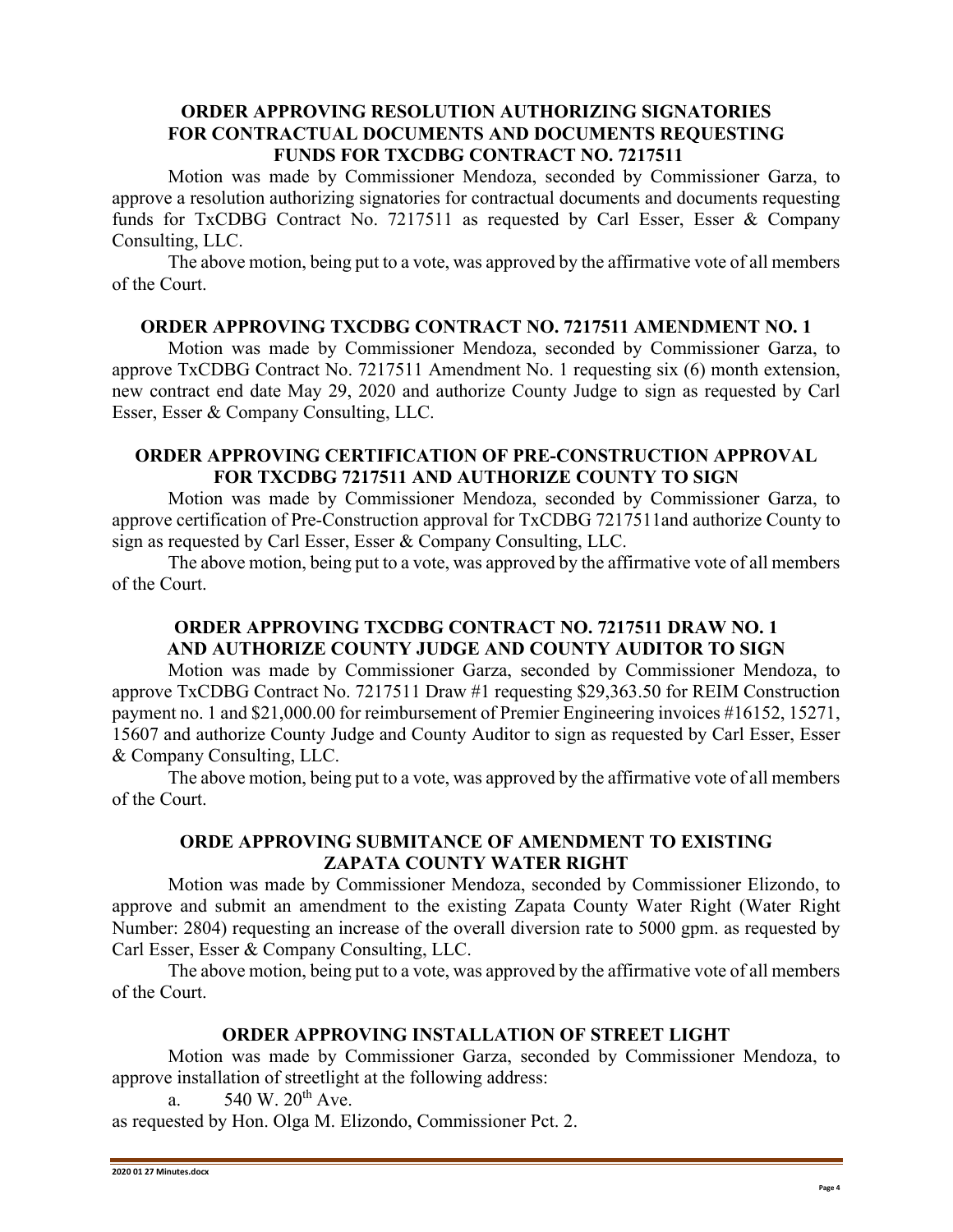### ORDER APPROVING RESOLUTION AUTHORIZING SIGNATORIES FOR CONTRACTUAL DOCUMENTS AND DOCUMENTS REQUESTING FUNDS FOR TXCDBG CONTRACT NO. 7217511

Motion was made by Commissioner Mendoza, seconded by Commissioner Garza, to approve a resolution authorizing signatories for contractual documents and documents requesting funds for TxCDBG Contract No. 7217511 as requested by Carl Esser, Esser & Company Consulting, LLC.

The above motion, being put to a vote, was approved by the affirmative vote of all members of the Court.

### ORDER APPROVING TXCDBG CONTRACT NO. 7217511 AMENDMENT NO. 1

Motion was made by Commissioner Mendoza, seconded by Commissioner Garza, to approve TxCDBG Contract No. 7217511 Amendment No. 1 requesting six (6) month extension, new contract end date May 29, 2020 and authorize County Judge to sign as requested by Carl Esser, Esser & Company Consulting, LLC.

### ORDER APPROVING CERTIFICATION OF PRE-CONSTRUCTION APPROVAL FOR TXCDBG 7217511 AND AUTHORIZE COUNTY TO SIGN

Motion was made by Commissioner Mendoza, seconded by Commissioner Garza, to approve certification of Pre-Construction approval for TxCDBG 7217511and authorize County to sign as requested by Carl Esser, Esser & Company Consulting, LLC.

The above motion, being put to a vote, was approved by the affirmative vote of all members of the Court.

### ORDER APPROVING TXCDBG CONTRACT NO. 7217511 DRAW NO. 1 AND AUTHORIZE COUNTY JUDGE AND COUNTY AUDITOR TO SIGN

Motion was made by Commissioner Garza, seconded by Commissioner Mendoza, to approve TxCDBG Contract No. 7217511 Draw #1 requesting $29,363.50 for REIM Construction payment no. 1 and $21,000.00 for reimbursement of Premier Engineering invoices #16152, 15271, 15607 and authorize County Judge and County Auditor to sign as requested by Carl Esser, Esser & Company Consulting, LLC.

The above motion, being put to a vote, was approved by the affirmative vote of all members of the Court.

### ORDE APPROVING SUBMITANCE OF AMENDMENT TO EXISTING ZAPATA COUNTY WATER RIGHT

Motion was made by Commissioner Mendoza, seconded by Commissioner Elizondo, to approve and submit an amendment to the existing Zapata County Water Right (Water Right Number: 2804) requesting an increase of the overall diversion rate to 5000 gpm. as requested by Carl Esser, Esser & Company Consulting, LLC.

The above motion, being put to a vote, was approved by the affirmative vote of all members of the Court.

### ORDER APPROVING INSTALLATION OF STREET LIGHT

Motion was made by Commissioner Garza, seconded by Commissioner Mendoza, to approve installation of streetlight at the following address:

a. 540 W. 20th Ave.

as requested by Hon. Olga M. Elizondo, Commissioner Pct. 2.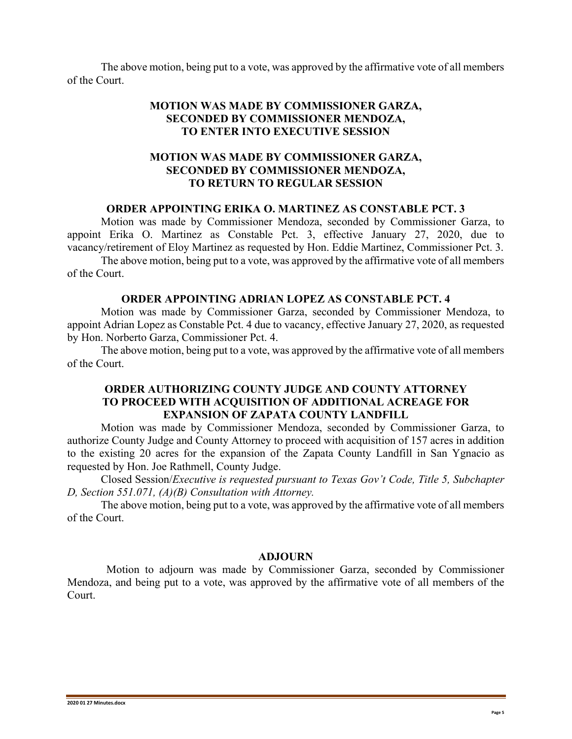The above motion, being put to a vote, was approved by the affirmative vote of all members of the Court.

**MOTION WAS MADE BY COMMISSIONER GARZA,
SECONDED BY COMMISSIONER MENDOZA,
TO ENTER INTO EXECUTIVE SESSION**

**MOTION WAS MADE BY COMMISSIONER GARZA,
SECONDED BY COMMISSIONER MENDOZA,
TO RETURN TO REGULAR SESSION**

**ORDER APPOINTING ERIKA O. MARTINEZ AS CONSTABLE PCT. 3**

Motion was made by Commissioner Mendoza, seconded by Commissioner Garza, to appoint Erika O. Martinez as Constable Pct. 3, effective January 27, 2020, due to vacancy/retirement of Eloy Martinez as requested by Hon. Eddie Martinez, Commissioner Pct. 3.

The above motion, being put to a vote, was approved by the affirmative vote of all members of the Court.

**ORDER APPOINTING ADRIAN LOPEZ AS CONSTABLE PCT. 4**

Motion was made by Commissioner Garza, seconded by Commissioner Mendoza, to appoint Adrian Lopez as Constable Pct. 4 due to vacancy, effective January 27, 2020, as requested by Hon. Norberto Garza, Commissioner Pct. 4.

The above motion, being put to a vote, was approved by the affirmative vote of all members of the Court.

**ORDER AUTHORIZING COUNTY JUDGE AND COUNTY ATTORNEY
TO PROCEED WITH ACQUISITION OF ADDITIONAL ACREAGE FOR
EXPANSION OF ZAPATA COUNTY LANDFILL**

Motion was made by Commissioner Mendoza, seconded by Commissioner Garza, to authorize County Judge and County Attorney to proceed with acquisition of 157 acres in addition to the existing 20 acres for the expansion of the Zapata County Landfill in San Ygnacio as requested by Hon. Joe Rathmell, County Judge.

Closed Session/*Executive is requested pursuant to Texas Gov't Code, Title 5, Subchapter D, Section 551.071, (A)(B) Consultation with Attorney.*

The above motion, being put to a vote, was approved by the affirmative vote of all members of the Court.

**ADJOURN**

Motion to adjourn was made by Commissioner Garza, seconded by Commissioner Mendoza, and being put to a vote, was approved by the affirmative vote of all members of the Court.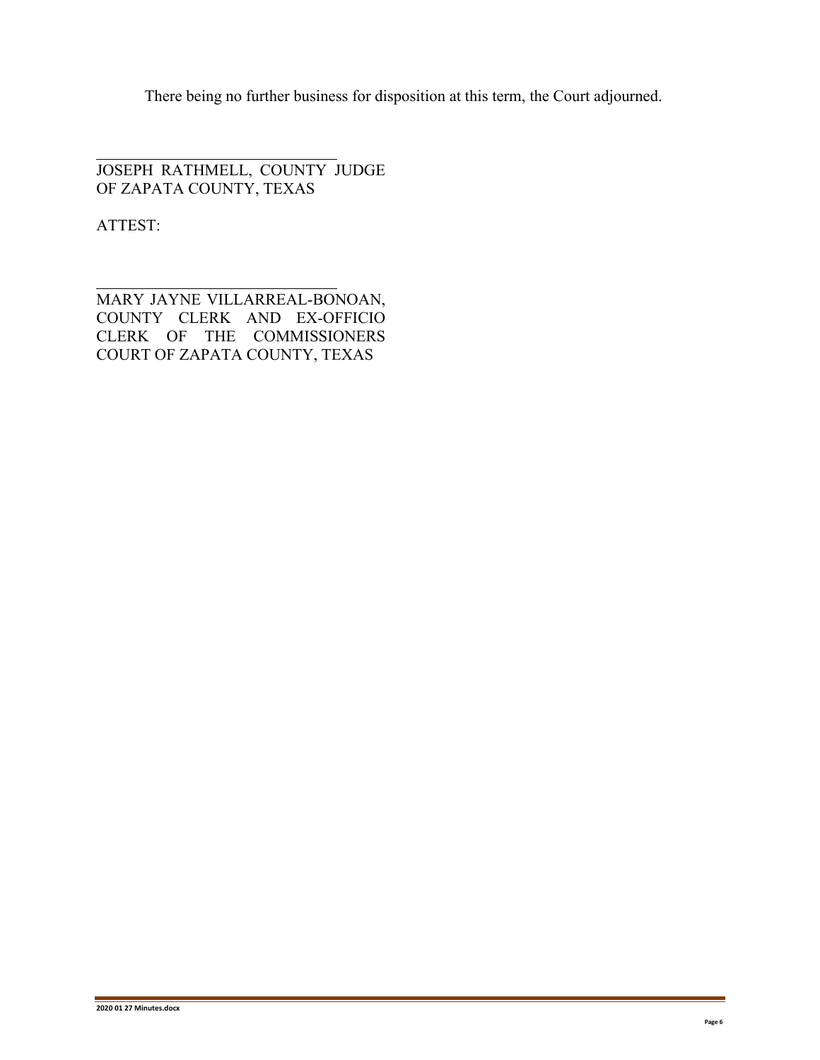There being no further business for disposition at this term, the Court adjourned.

\_\_\_\_\_\_\_\_\_\_\_\_\_\_\_\_\_\_\_\_\_\_\_\_\_\_\_\_\_\_

JOSEPH RATHMELL, COUNTY JUDGE OF ZAPATA COUNTY, TEXAS

ATTEST:

\_\_\_\_\_\_\_\_\_\_\_\_\_\_\_\_\_\_\_\_\_\_\_\_\_\_\_\_\_\_

MARY JAYNE VILLARREAL-BONOAN, COUNTY CLERK AND EX-OFFICIO CLERK OF THE COMMISSIONERS COURT OF ZAPATA COUNTY, TEXAS